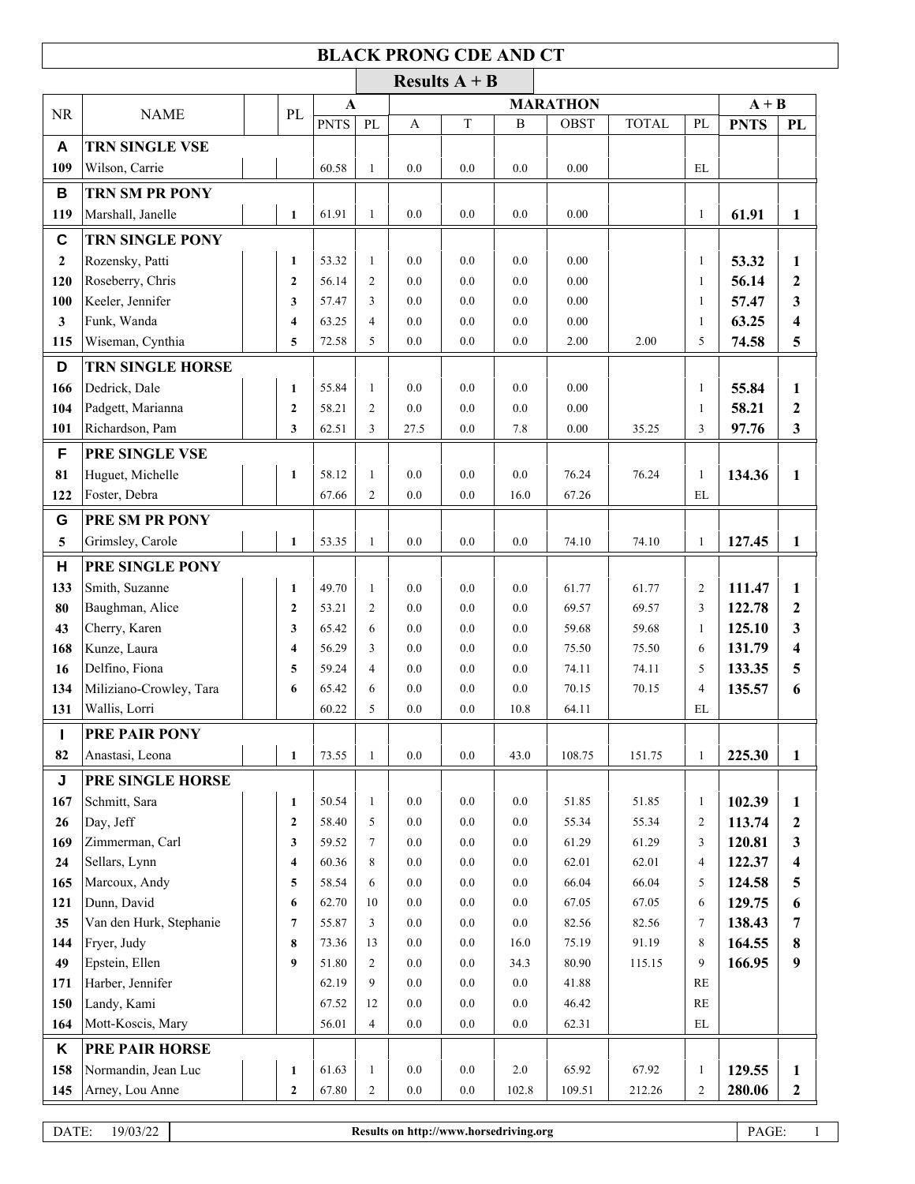# BLACK PRONG CDE AND CT

## Results A + B

| NR | NAME | | PL | A | | MARATHON | | | | | | A + B | |
|---|---|---|---|---|---|---|---|---|---|---|---|---|---|
| | | | | PNTS | PL | A | T | B | OBST | TOTAL | PL | PNTS | PL |
| **A** | **TRN SINGLE VSE** | | | | | | | | | | | | |
| 109 | Wilson, Carrie | | | 60.58 | 1 | 0.0 | 0.0 | 0.0 | 0.00 | | EL | | |
| **B** | **TRN SM PR PONY** | | | | | | | | | | | | |
| 119 | Marshall, Janelle | | 1 | 61.91 | 1 | 0.0 | 0.0 | 0.0 | 0.00 | | 1 | **61.91** | **1** |
| **C** | **TRN SINGLE PONY** | | | | | | | | | | | | |
| 2 | Rozensky, Patti | | 1 | 53.32 | 1 | 0.0 | 0.0 | 0.0 | 0.00 | | 1 | **53.32** | **1** |
| 120 | Roseberry, Chris | | 2 | 56.14 | 2 | 0.0 | 0.0 | 0.0 | 0.00 | | 1 | **56.14** | **2** |
| 100 | Keeler, Jennifer | | 3 | 57.47 | 3 | 0.0 | 0.0 | 0.0 | 0.00 | | 1 | **57.47** | **3** |
| 3 | Funk, Wanda | | 4 | 63.25 | 4 | 0.0 | 0.0 | 0.0 | 0.00 | | 1 | **63.25** | **4** |
| 115 | Wiseman, Cynthia | | 5 | 72.58 | 5 | 0.0 | 0.0 | 0.0 | 2.00 | 2.00 | 5 | **74.58** | **5** |
| **D** | **TRN SINGLE HORSE** | | | | | | | | | | | | |
| 166 | Dedrick, Dale | | 1 | 55.84 | 1 | 0.0 | 0.0 | 0.0 | 0.00 | | 1 | **55.84** | **1** |
| 104 | Padgett, Marianna | | 2 | 58.21 | 2 | 0.0 | 0.0 | 0.0 | 0.00 | | 1 | **58.21** | **2** |
| 101 | Richardson, Pam | | 3 | 62.51 | 3 | 27.5 | 0.0 | 7.8 | 0.00 | 35.25 | 3 | **97.76** | **3** |
| **F** | **PRE SINGLE VSE** | | | | | | | | | | | | |
| 81 | Huguet, Michelle | | 1 | 58.12 | 1 | 0.0 | 0.0 | 0.0 | 76.24 | 76.24 | 1 | **134.36** | **1** |
| 122 | Foster, Debra | | | 67.66 | 2 | 0.0 | 0.0 | 16.0 | 67.26 | | EL | | |
| **G** | **PRE SM PR PONY** | | | | | | | | | | | | |
| 5 | Grimsley, Carole | | 1 | 53.35 | 1 | 0.0 | 0.0 | 0.0 | 74.10 | 74.10 | 1 | **127.45** | **1** |
| **H** | **PRE SINGLE PONY** | | | | | | | | | | | | |
| 133 | Smith, Suzanne | | 1 | 49.70 | 1 | 0.0 | 0.0 | 0.0 | 61.77 | 61.77 | 2 | **111.47** | **1** |
| 80 | Baughman, Alice | | 2 | 53.21 | 2 | 0.0 | 0.0 | 0.0 | 69.57 | 69.57 | 3 | **122.78** | **2** |
| 43 | Cherry, Karen | | 3 | 65.42 | 6 | 0.0 | 0.0 | 0.0 | 59.68 | 59.68 | 1 | **125.10** | **3** |
| 168 | Kunze, Laura | | 4 | 56.29 | 3 | 0.0 | 0.0 | 0.0 | 75.50 | 75.50 | 6 | **131.79** | **4** |
| 16 | Delfino, Fiona | | 5 | 59.24 | 4 | 0.0 | 0.0 | 0.0 | 74.11 | 74.11 | 5 | **133.35** | **5** |
| 134 | Miliziano-Crowley, Tara | | 6 | 65.42 | 6 | 0.0 | 0.0 | 0.0 | 70.15 | 70.15 | 4 | **135.57** | **6** |
| 131 | Wallis, Lorri | | | 60.22 | 5 | 0.0 | 0.0 | 10.8 | 64.11 | | EL | | |
| **I** | **PRE PAIR PONY** | | | | | | | | | | | | |
| 82 | Anastasi, Leona | | 1 | 73.55 | 1 | 0.0 | 0.0 | 43.0 | 108.75 | 151.75 | 1 | **225.30** | **1** |
| **J** | **PRE SINGLE HORSE** | | | | | | | | | | | | |
| 167 | Schmitt, Sara | | 1 | 50.54 | 1 | 0.0 | 0.0 | 0.0 | 51.85 | 51.85 | 1 | **102.39** | **1** |
| 26 | Day, Jeff | | 2 | 58.40 | 5 | 0.0 | 0.0 | 0.0 | 55.34 | 55.34 | 2 | **113.74** | **2** |
| 169 | Zimmerman, Carl | | 3 | 59.52 | 7 | 0.0 | 0.0 | 0.0 | 61.29 | 61.29 | 3 | **120.81** | **3** |
| 24 | Sellars, Lynn | | 4 | 60.36 | 8 | 0.0 | 0.0 | 0.0 | 62.01 | 62.01 | 4 | **122.37** | **4** |
| 165 | Marcoux, Andy | | 5 | 58.54 | 6 | 0.0 | 0.0 | 0.0 | 66.04 | 66.04 | 5 | **124.58** | **5** |
| 121 | Dunn, David | | 6 | 62.70 | 10 | 0.0 | 0.0 | 0.0 | 67.05 | 67.05 | 6 | **129.75** | **6** |
| 35 | Van den Hurk, Stephanie | | 7 | 55.87 | 3 | 0.0 | 0.0 | 0.0 | 82.56 | 82.56 | 7 | **138.43** | **7** |
| 144 | Fryer, Judy | | 8 | 73.36 | 13 | 0.0 | 0.0 | 16.0 | 75.19 | 91.19 | 8 | **164.55** | **8** |
| 49 | Epstein, Ellen | | 9 | 51.80 | 2 | 0.0 | 0.0 | 34.3 | 80.90 | 115.15 | 9 | **166.95** | **9** |
| 171 | Harber, Jennifer | | | 62.19 | 9 | 0.0 | 0.0 | 0.0 | 41.88 | | RE | | |
| 150 | Landy, Kami | | | 67.52 | 12 | 0.0 | 0.0 | 0.0 | 46.42 | | RE | | |
| 164 | Mott-Koscis, Mary | | | 56.01 | 4 | 0.0 | 0.0 | 0.0 | 62.31 | | EL | | |
| **K** | **PRE PAIR HORSE** | | | | | | | | | | | | |
| 158 | Normandin, Jean Luc | | 1 | 61.63 | 1 | 0.0 | 0.0 | 2.0 | 65.92 | 67.92 | 1 | **129.55** | **1** |
| 145 | Arney, Lou Anne | | 2 | 67.80 | 2 | 0.0 | 0.0 | 102.8 | 109.51 | 212.26 | 2 | **280.06** | **2** |

DATE: 19/03/22 | **Results on http://www.horsedriving.org**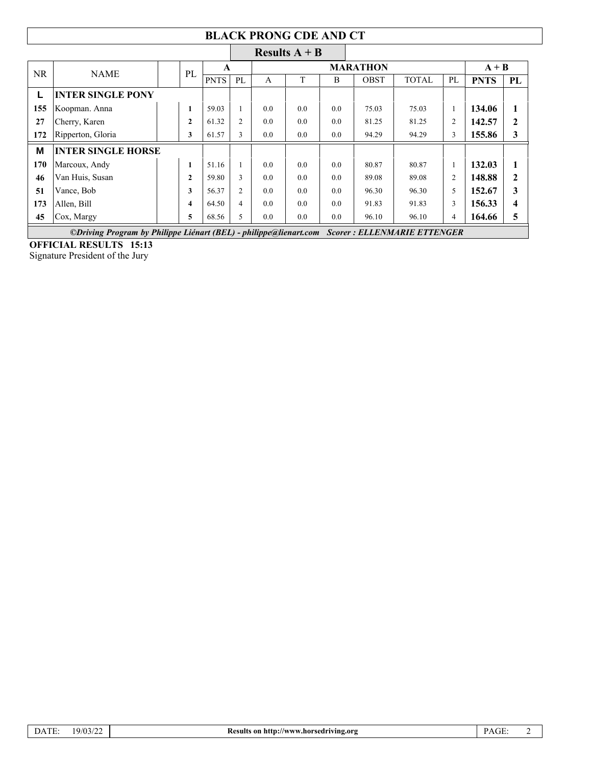# BLACK PRONG CDE AND CT

## Results A + B

| NR | NAME | | PL | A | | MARATHON | | | | | | A + B | |
|---|---|---|---|---|---|---|---|---|---|---|---|---|---|
| | | | | PNTS | PL | A | T | B | OBST | TOTAL | PL | PNTS | PL |
| **L** | **INTER SINGLE PONY** | | | | | | | | | | | | |
| **155** | Koopman. Anna | | **1** | 59.03 | 1 | 0.0 | 0.0 | 0.0 | 75.03 | 75.03 | 1 | **134.06** | **1** |
| **27** | Cherry, Karen | | **2** | 61.32 | 2 | 0.0 | 0.0 | 0.0 | 81.25 | 81.25 | 2 | **142.57** | **2** |
| **172** | Ripperton, Gloria | | **3** | 61.57 | 3 | 0.0 | 0.0 | 0.0 | 94.29 | 94.29 | 3 | **155.86** | **3** |
| **M** | **INTER SINGLE HORSE** | | | | | | | | | | | | |
| **170** | Marcoux, Andy | | **1** | 51.16 | 1 | 0.0 | 0.0 | 0.0 | 80.87 | 80.87 | 1 | **132.03** | **1** |
| **46** | Van Huis, Susan | | **2** | 59.80 | 3 | 0.0 | 0.0 | 0.0 | 89.08 | 89.08 | 2 | **148.88** | **2** |
| **51** | Vance, Bob | | **3** | 56.37 | 2 | 0.0 | 0.0 | 0.0 | 96.30 | 96.30 | 5 | **152.67** | **3** |
| **173** | Allen, Bill | | **4** | 64.50 | 4 | 0.0 | 0.0 | 0.0 | 91.83 | 91.83 | 3 | **156.33** | **4** |
| **45** | Cox, Margy | | **5** | 68.56 | 5 | 0.0 | 0.0 | 0.0 | 96.10 | 96.10 | 4 | **164.66** | **5** |

***©Driving Program by Philippe Liénart (BEL) - philippe@lienart.com Scorer : ELLENMARIE ETTENGER***

**OFFICIAL RESULTS 15:13**

Signature President of the Jury

DATE: 19/03/22 | **Results on http://www.horsedriving.org**